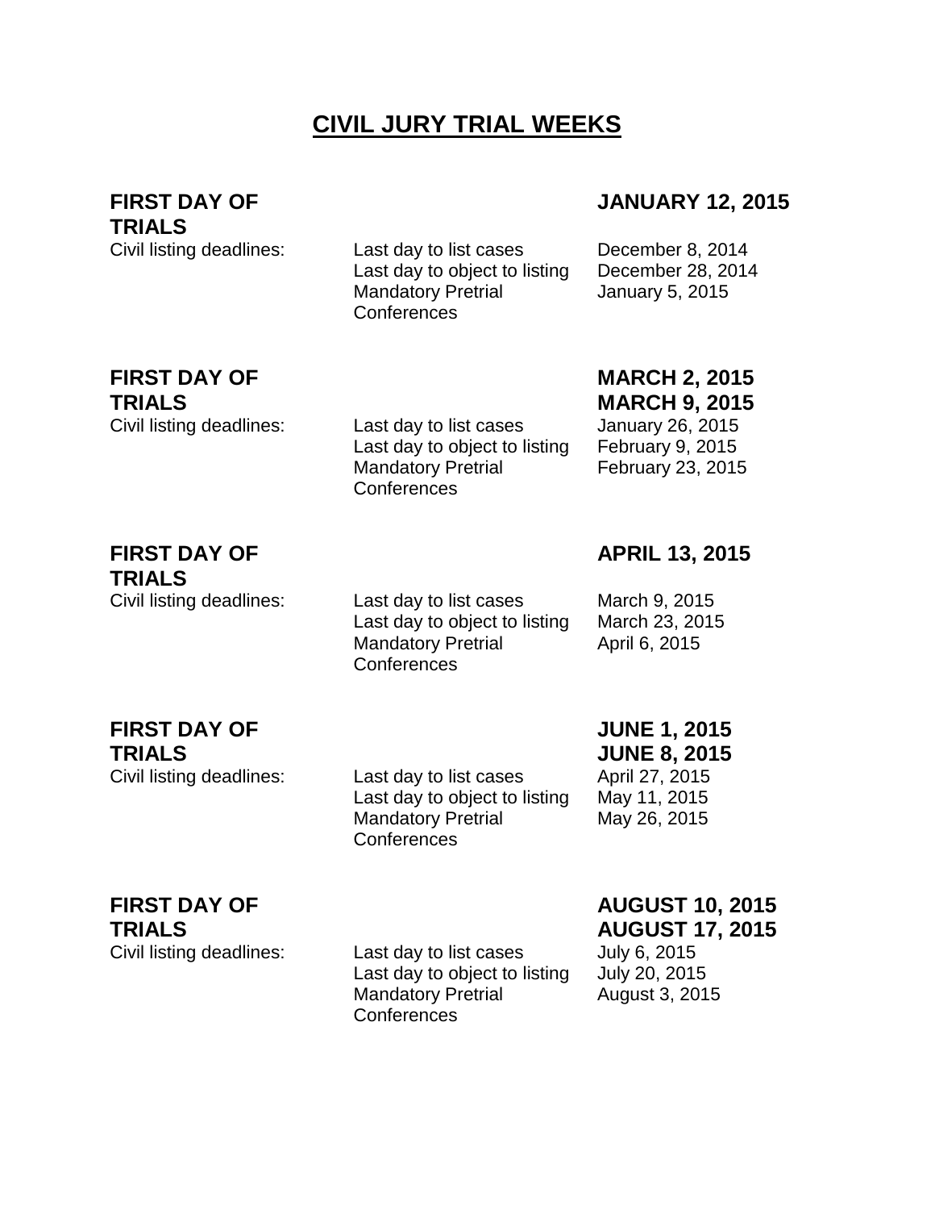# CIVIL JURY TRIAL WEEKS

| | | |
|---|---|---|
| **FIRST DAY OF TRIALS** | | **JANUARY 12, 2015** |
| Civil listing deadlines: | Last day to list cases | December 8, 2014 |
| | Last day to object to listing | December 28, 2014 |
| | Mandatory Pretrial Conferences | January 5, 2015 |

| | | |
|---|---|---|
| **FIRST DAY OF TRIALS** | | **MARCH 2, 2015**<br>**MARCH 9, 2015** |
| Civil listing deadlines: | Last day to list cases | January 26, 2015 |
| | Last day to object to listing | February 9, 2015 |
| | Mandatory Pretrial Conferences | February 23, 2015 |

| | | |
|---|---|---|
| **FIRST DAY OF TRIALS** | | **APRIL 13, 2015** |
| Civil listing deadlines: | Last day to list cases | March 9, 2015 |
| | Last day to object to listing | March 23, 2015 |
| | Mandatory Pretrial Conferences | April 6, 2015 |

| | | |
|---|---|---|
| **FIRST DAY OF TRIALS** | | **JUNE 1, 2015**<br>**JUNE 8, 2015** |
| Civil listing deadlines: | Last day to list cases | April 27, 2015 |
| | Last day to object to listing | May 11, 2015 |
| | Mandatory Pretrial Conferences | May 26, 2015 |

| | | |
|---|---|---|
| **FIRST DAY OF TRIALS** | | **AUGUST 10, 2015**<br>**AUGUST 17, 2015** |
| Civil listing deadlines: | Last day to list cases | July 6, 2015 |
| | Last day to object to listing | July 20, 2015 |
| | Mandatory Pretrial Conferences | August 3, 2015 |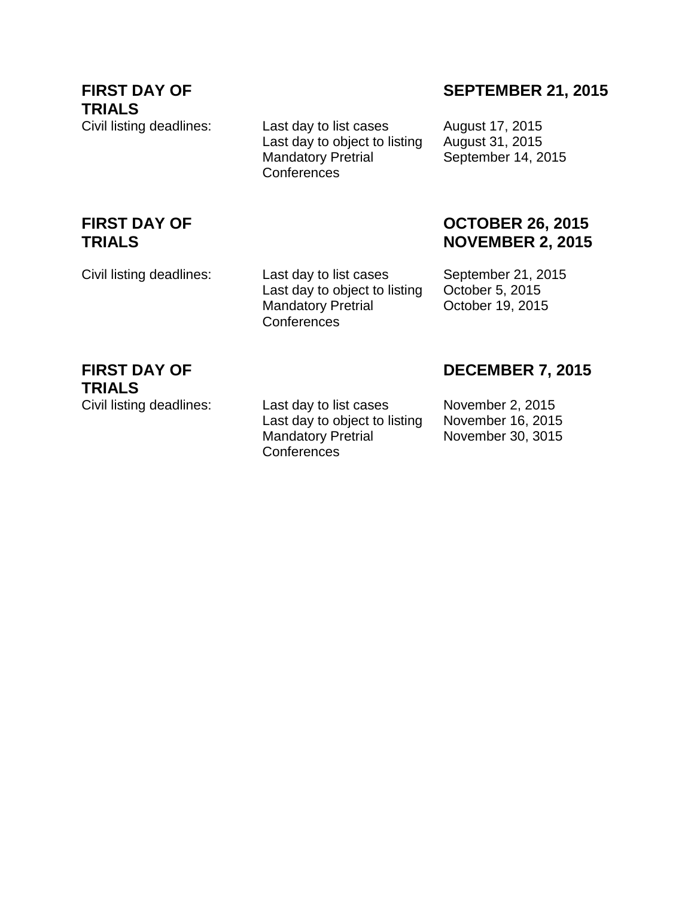**FIRST DAY OF TRIALS** — **SEPTEMBER 21, 2015**

| | | |
|---|---|---|
| Civil listing deadlines: | Last day to list cases | August 17, 2015 |
| | Last day to object to listing | August 31, 2015 |
| | Mandatory Pretrial Conferences | September 14, 2015 |

**FIRST DAY OF TRIALS** — **OCTOBER 26, 2015**
**NOVEMBER 2, 2015**

| | | |
|---|---|---|
| Civil listing deadlines: | Last day to list cases | September 21, 2015 |
| | Last day to object to listing | October 5, 2015 |
| | Mandatory Pretrial Conferences | October 19, 2015 |

**FIRST DAY OF TRIALS** — **DECEMBER 7, 2015**

| | | |
|---|---|---|
| Civil listing deadlines: | Last day to list cases | November 2, 2015 |
| | Last day to object to listing | November 16, 2015 |
| | Mandatory Pretrial Conferences | November 30, 3015 |